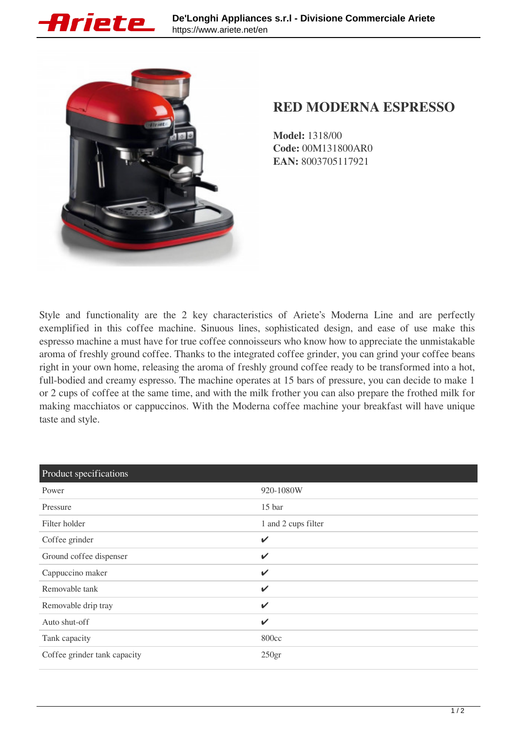# RED MODERNA ESPRESSO

**Model:** 1318/00
**Code:** 00M131800AR0
**EAN:** 8003705117921

Style and functionality are the 2 key characteristics of Ariete's Moderna Line and are perfectly exemplified in this coffee machine. Sinuous lines, sophisticated design, and ease of use make this espresso machine a must have for true coffee connoisseurs who know how to appreciate the unmistakable aroma of freshly ground coffee. Thanks to the integrated coffee grinder, you can grind your coffee beans right in your own home, releasing the aroma of freshly ground coffee ready to be transformed into a hot, full-bodied and creamy espresso. The machine operates at 15 bars of pressure, you can decide to make 1 or 2 cups of coffee at the same time, and with the milk frother you can also prepare the frothed milk for making macchiatos or cappuccinos. With the Moderna coffee machine your breakfast will have unique taste and style.

| Product specifications | |
|---|---|
| Power | 920-1080W |
| Pressure | 15 bar |
| Filter holder | 1 and 2 cups filter |
| Coffee grinder | ✔ |
| Ground coffee dispenser | ✔ |
| Cappuccino maker | ✔ |
| Removable tank | ✔ |
| Removable drip tray | ✔ |
| Auto shut-off | ✔ |
| Tank capacity | 800cc |
| Coffee grinder tank capacity | 250gr |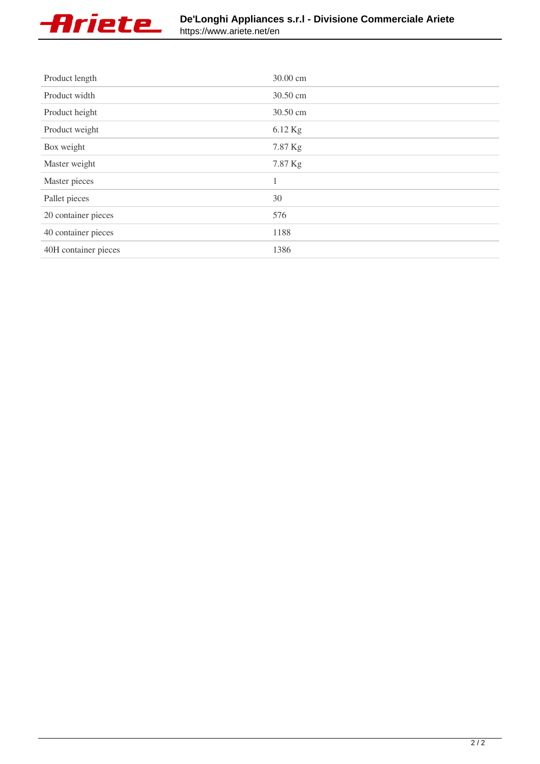| | |
|---|---|
| Product length | 30.00 cm |
| Product width | 30.50 cm |
| Product height | 30.50 cm |
| Product weight | 6.12 Kg |
| Box weight | 7.87 Kg |
| Master weight | 7.87 Kg |
| Master pieces | 1 |
| Pallet pieces | 30 |
| 20 container pieces | 576 |
| 40 container pieces | 1188 |
| 40H container pieces | 1386 |